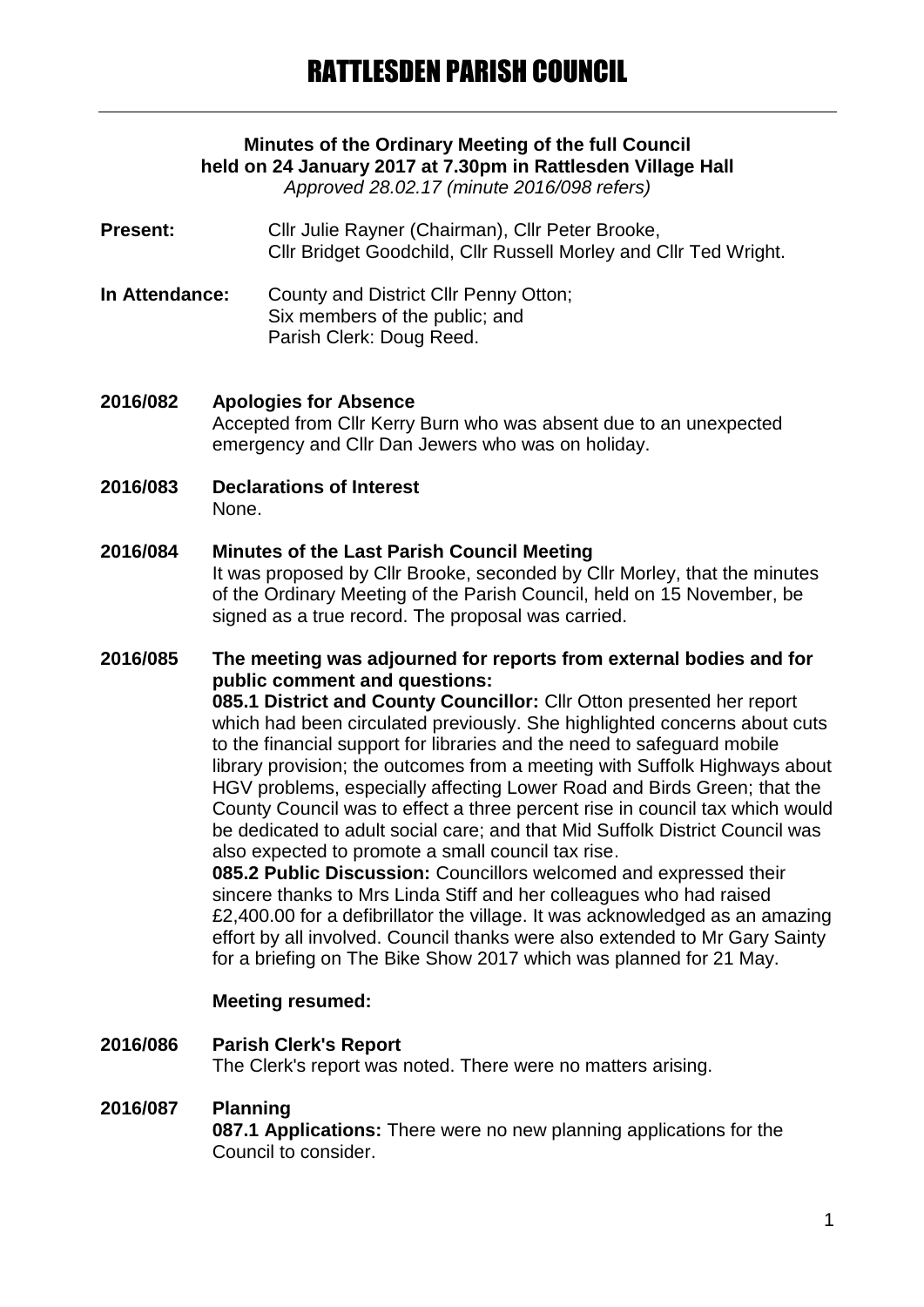# RATTLESDEN PARISH COUNCIL

**Minutes of the Ordinary Meeting of the full Council held on 24 January 2017 at 7.30pm in Rattlesden Village Hall**

*Approved 28.02.17 (minute 2016/098 refers)*

**Present:** Cllr Julie Rayner (Chairman), Cllr Peter Brooke, Cllr Bridget Goodchild, Cllr Russell Morley and Cllr Ted Wright.

**In Attendance:** County and District Cllr Penny Otton; Six members of the public; and Parish Clerk: Doug Reed.

**2016/082 Apologies for Absence**

Accepted from Cllr Kerry Burn who was absent due to an unexpected emergency and Cllr Dan Jewers who was on holiday.

**2016/083 Declarations of Interest**

None.

**2016/084 Minutes of the Last Parish Council Meeting**

It was proposed by Cllr Brooke, seconded by Cllr Morley, that the minutes of the Ordinary Meeting of the Parish Council, held on 15 November, be signed as a true record. The proposal was carried.

**2016/085 The meeting was adjourned for reports from external bodies and for public comment and questions:**

**085.1 District and County Councillor:** Cllr Otton presented her report which had been circulated previously. She highlighted concerns about cuts to the financial support for libraries and the need to safeguard mobile library provision; the outcomes from a meeting with Suffolk Highways about HGV problems, especially affecting Lower Road and Birds Green; that the County Council was to effect a three percent rise in council tax which would be dedicated to adult social care; and that Mid Suffolk District Council was also expected to promote a small council tax rise.

**085.2 Public Discussion:** Councillors welcomed and expressed their sincere thanks to Mrs Linda Stiff and her colleagues who had raised £2,400.00 for a defibrillator the village. It was acknowledged as an amazing effort by all involved. Council thanks were also extended to Mr Gary Sainty for a briefing on The Bike Show 2017 which was planned for 21 May.

**Meeting resumed:**

**2016/086 Parish Clerk's Report**

The Clerk's report was noted. There were no matters arising.

**2016/087 Planning**

**087.1 Applications:** There were no new planning applications for the Council to consider.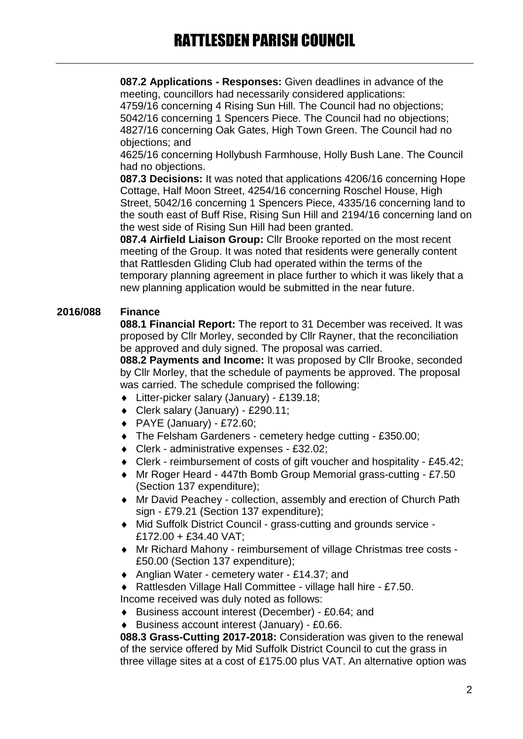**087.2 Applications - Responses:** Given deadlines in advance of the meeting, councillors had necessarily considered applications:
4759/16 concerning 4 Rising Sun Hill. The Council had no objections;
5042/16 concerning 1 Spencers Piece. The Council had no objections;
4827/16 concerning Oak Gates, High Town Green. The Council had no objections; and
4625/16 concerning Hollybush Farmhouse, Holly Bush Lane. The Council had no objections.

**087.3 Decisions:** It was noted that applications 4206/16 concerning Hope Cottage, Half Moon Street, 4254/16 concerning Roschel House, High Street, 5042/16 concerning 1 Spencers Piece, 4335/16 concerning land to the south east of Buff Rise, Rising Sun Hill and 2194/16 concerning land on the west side of Rising Sun Hill had been granted.

**087.4 Airfield Liaison Group:** Cllr Brooke reported on the most recent meeting of the Group. It was noted that residents were generally content that Rattlesden Gliding Club had operated within the terms of the temporary planning agreement in place further to which it was likely that a new planning application would be submitted in the near future.

**2016/088 Finance**

**088.1 Financial Report:** The report to 31 December was received. It was proposed by Cllr Morley, seconded by Cllr Rayner, that the reconciliation be approved and duly signed. The proposal was carried.

**088.2 Payments and Income:** It was proposed by Cllr Brooke, seconded by Cllr Morley, that the schedule of payments be approved. The proposal was carried. The schedule comprised the following:

- Litter-picker salary (January) - £139.18;
- Clerk salary (January) - £290.11;
- PAYE (January) - £72.60;
- The Felsham Gardeners - cemetery hedge cutting - £350.00;
- Clerk - administrative expenses - £32.02;
- Clerk - reimbursement of costs of gift voucher and hospitality - £45.42;
- Mr Roger Heard - 447th Bomb Group Memorial grass-cutting - £7.50 (Section 137 expenditure);
- Mr David Peachey - collection, assembly and erection of Church Path sign - £79.21 (Section 137 expenditure);
- Mid Suffolk District Council - grass-cutting and grounds service - £172.00 + £34.40 VAT;
- Mr Richard Mahony - reimbursement of village Christmas tree costs - £50.00 (Section 137 expenditure);
- Anglian Water - cemetery water - £14.37; and
- Rattlesden Village Hall Committee - village hall hire - £7.50.

Income received was duly noted as follows:

- Business account interest (December) - £0.64; and
- Business account interest (January) - £0.66.

**088.3 Grass-Cutting 2017-2018:** Consideration was given to the renewal of the service offered by Mid Suffolk District Council to cut the grass in three village sites at a cost of £175.00 plus VAT. An alternative option was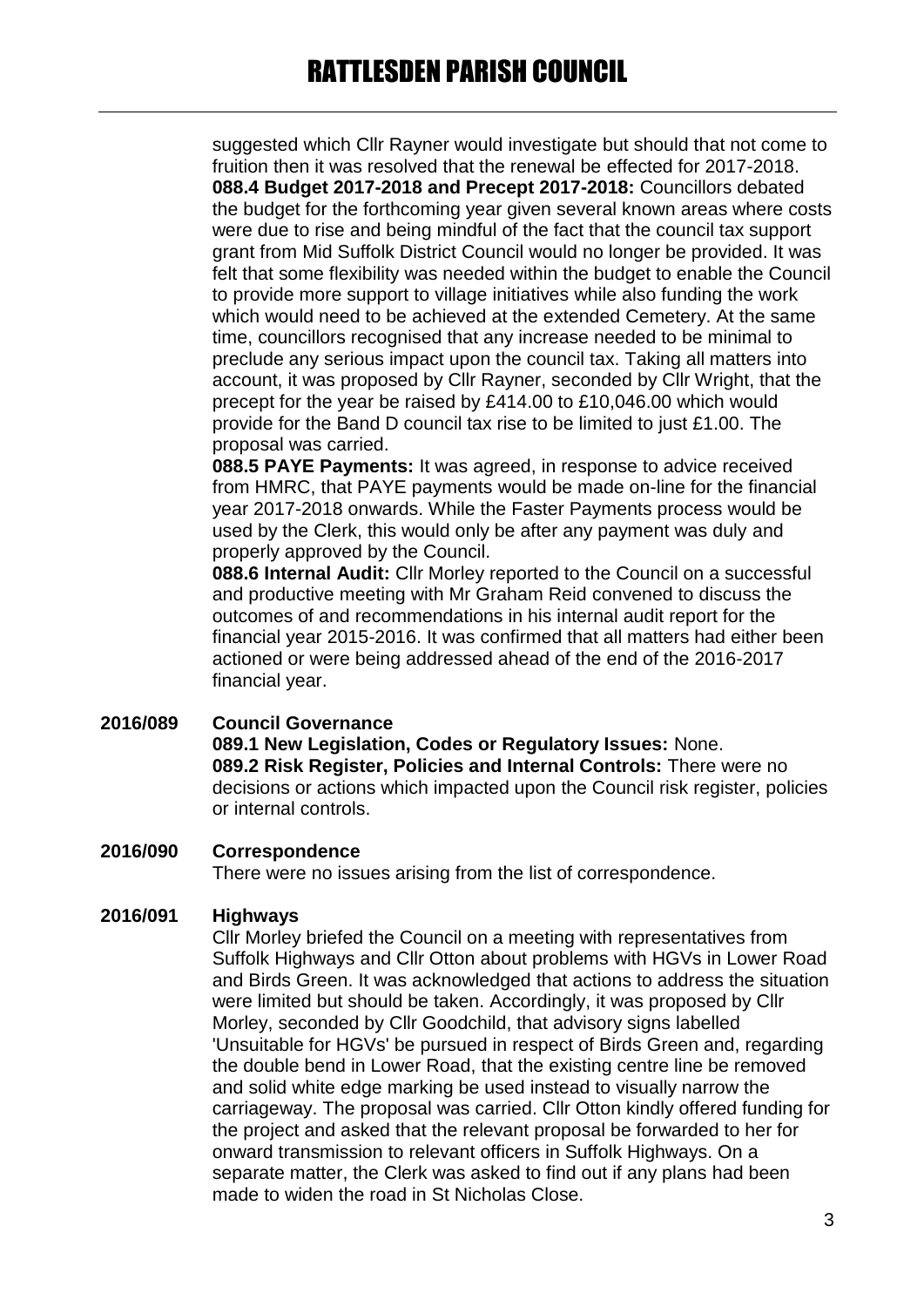suggested which Cllr Rayner would investigate but should that not come to fruition then it was resolved that the renewal be effected for 2017-2018.

**088.4 Budget 2017-2018 and Precept 2017-2018:** Councillors debated the budget for the forthcoming year given several known areas where costs were due to rise and being mindful of the fact that the council tax support grant from Mid Suffolk District Council would no longer be provided. It was felt that some flexibility was needed within the budget to enable the Council to provide more support to village initiatives while also funding the work which would need to be achieved at the extended Cemetery. At the same time, councillors recognised that any increase needed to be minimal to preclude any serious impact upon the council tax. Taking all matters into account, it was proposed by Cllr Rayner, seconded by Cllr Wright, that the precept for the year be raised by £414.00 to £10,046.00 which would provide for the Band D council tax rise to be limited to just £1.00. The proposal was carried.

**088.5 PAYE Payments:** It was agreed, in response to advice received from HMRC, that PAYE payments would be made on-line for the financial year 2017-2018 onwards. While the Faster Payments process would be used by the Clerk, this would only be after any payment was duly and properly approved by the Council.

**088.6 Internal Audit:** Cllr Morley reported to the Council on a successful and productive meeting with Mr Graham Reid convened to discuss the outcomes of and recommendations in his internal audit report for the financial year 2015-2016. It was confirmed that all matters had either been actioned or were being addressed ahead of the end of the 2016-2017 financial year.

## 2016/089 Council Governance

**089.1 New Legislation, Codes or Regulatory Issues:** None.

**089.2 Risk Register, Policies and Internal Controls:** There were no decisions or actions which impacted upon the Council risk register, policies or internal controls.

## 2016/090 Correspondence

There were no issues arising from the list of correspondence.

## 2016/091 Highways

Cllr Morley briefed the Council on a meeting with representatives from Suffolk Highways and Cllr Otton about problems with HGVs in Lower Road and Birds Green. It was acknowledged that actions to address the situation were limited but should be taken. Accordingly, it was proposed by Cllr Morley, seconded by Cllr Goodchild, that advisory signs labelled 'Unsuitable for HGVs' be pursued in respect of Birds Green and, regarding the double bend in Lower Road, that the existing centre line be removed and solid white edge marking be used instead to visually narrow the carriageway. The proposal was carried. Cllr Otton kindly offered funding for the project and asked that the relevant proposal be forwarded to her for onward transmission to relevant officers in Suffolk Highways. On a separate matter, the Clerk was asked to find out if any plans had been made to widen the road in St Nicholas Close.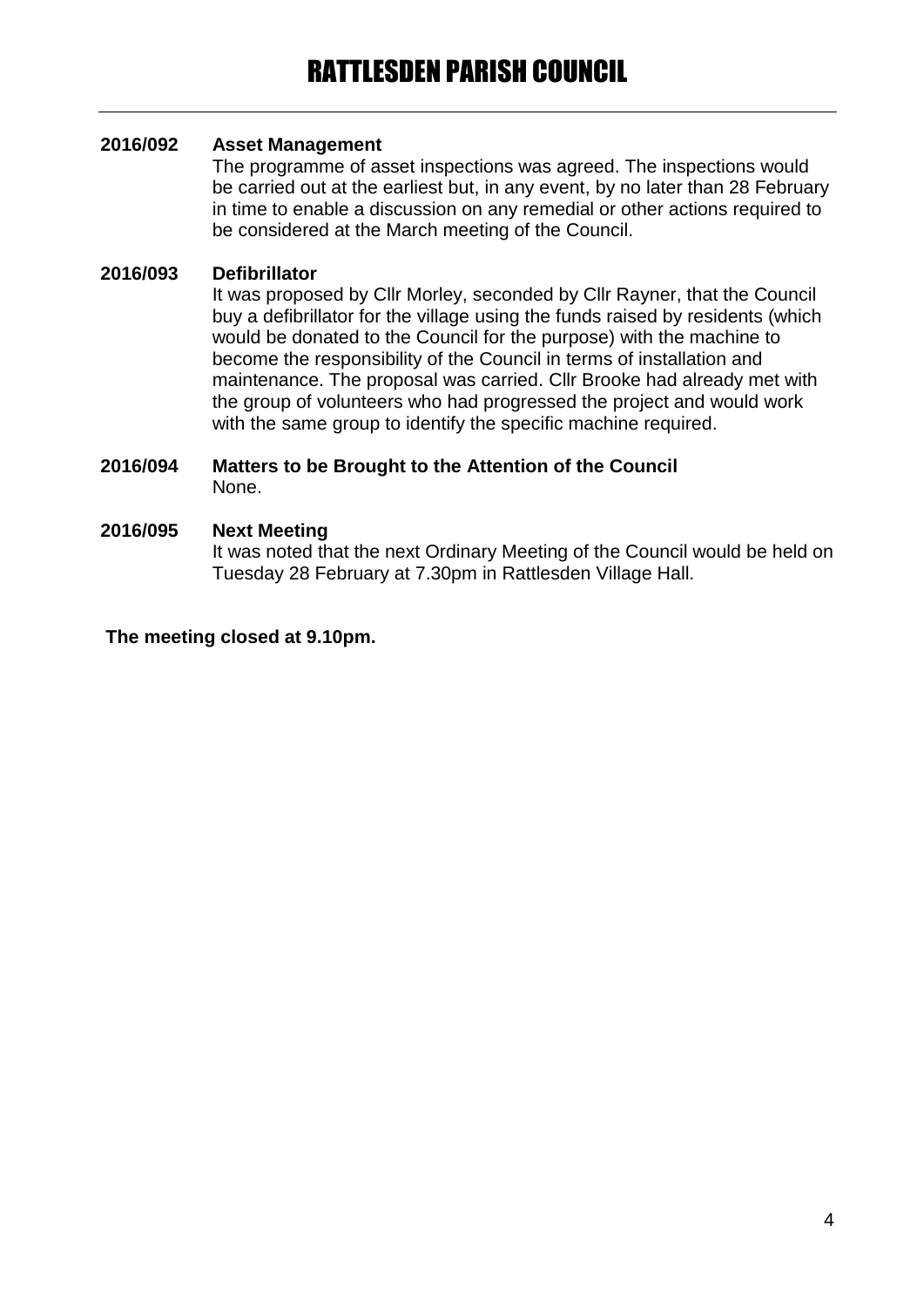**2016/092 Asset Management**

The programme of asset inspections was agreed. The inspections would be carried out at the earliest but, in any event, by no later than 28 February in time to enable a discussion on any remedial or other actions required to be considered at the March meeting of the Council.

**2016/093 Defibrillator**

It was proposed by Cllr Morley, seconded by Cllr Rayner, that the Council buy a defibrillator for the village using the funds raised by residents (which would be donated to the Council for the purpose) with the machine to become the responsibility of the Council in terms of installation and maintenance. The proposal was carried. Cllr Brooke had already met with the group of volunteers who had progressed the project and would work with the same group to identify the specific machine required.

**2016/094 Matters to be Brought to the Attention of the Council**

None.

**2016/095 Next Meeting**

It was noted that the next Ordinary Meeting of the Council would be held on Tuesday 28 February at 7.30pm in Rattlesden Village Hall.

**The meeting closed at 9.10pm.**